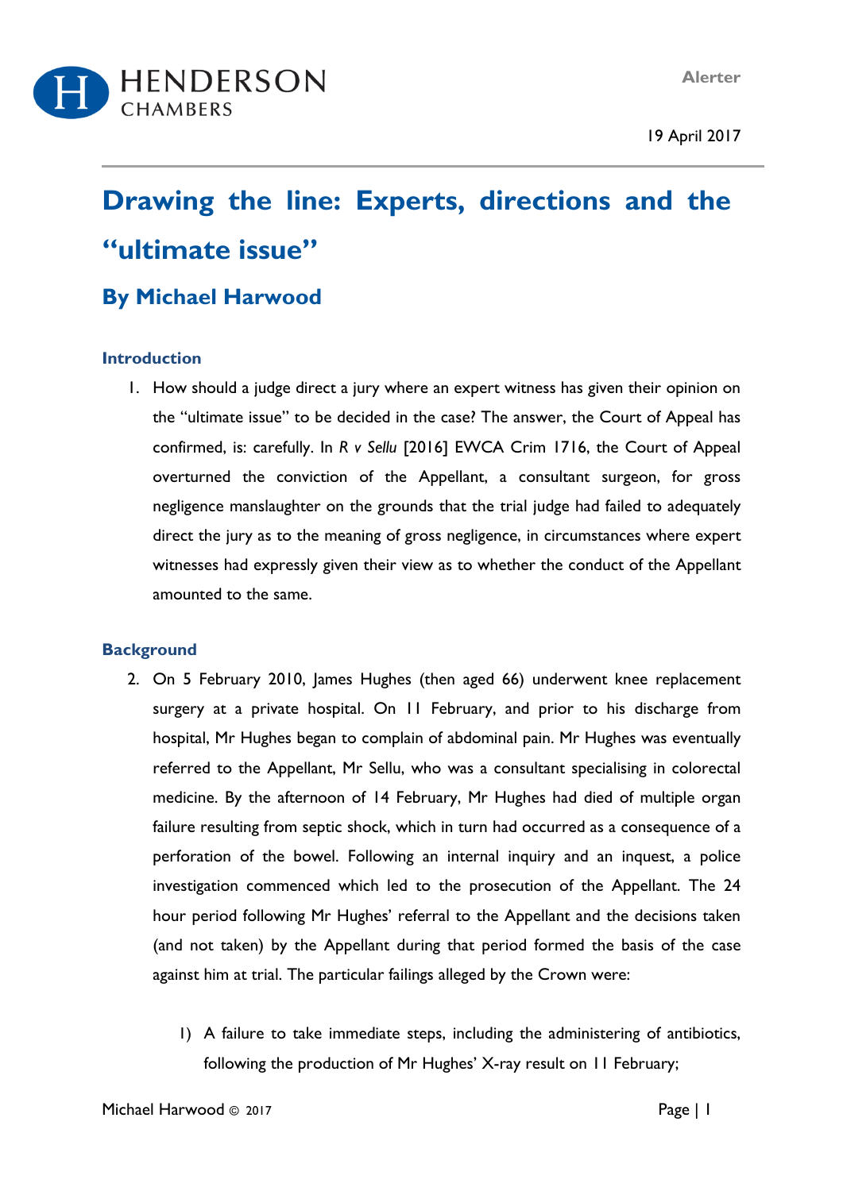HENDERSON CHAMBERS

Alerter

19 April 2017

# Drawing the line: Experts, directions and the "ultimate issue"

## By Michael Harwood

### Introduction

1. How should a judge direct a jury where an expert witness has given their opinion on the "ultimate issue" to be decided in the case? The answer, the Court of Appeal has confirmed, is: carefully. In *R v Sellu* [2016] EWCA Crim 1716, the Court of Appeal overturned the conviction of the Appellant, a consultant surgeon, for gross negligence manslaughter on the grounds that the trial judge had failed to adequately direct the jury as to the meaning of gross negligence, in circumstances where expert witnesses had expressly given their view as to whether the conduct of the Appellant amounted to the same.

### Background

2. On 5 February 2010, James Hughes (then aged 66) underwent knee replacement surgery at a private hospital. On 11 February, and prior to his discharge from hospital, Mr Hughes began to complain of abdominal pain. Mr Hughes was eventually referred to the Appellant, Mr Sellu, who was a consultant specialising in colorectal medicine. By the afternoon of 14 February, Mr Hughes had died of multiple organ failure resulting from septic shock, which in turn had occurred as a consequence of a perforation of the bowel. Following an internal inquiry and an inquest, a police investigation commenced which led to the prosecution of the Appellant. The 24 hour period following Mr Hughes' referral to the Appellant and the decisions taken (and not taken) by the Appellant during that period formed the basis of the case against him at trial. The particular failings alleged by the Crown were:

    1) A failure to take immediate steps, including the administering of antibiotics, following the production of Mr Hughes' X-ray result on 11 February;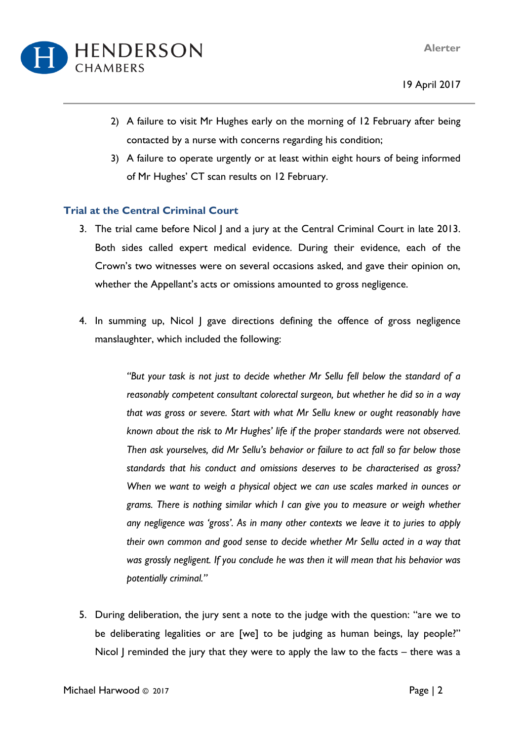2) A failure to visit Mr Hughes early on the morning of 12 February after being contacted by a nurse with concerns regarding his condition;
3) A failure to operate urgently or at least within eight hours of being informed of Mr Hughes' CT scan results on 12 February.

### Trial at the Central Criminal Court

3. The trial came before Nicol J and a jury at the Central Criminal Court in late 2013. Both sides called expert medical evidence. During their evidence, each of the Crown's two witnesses were on several occasions asked, and gave their opinion on, whether the Appellant's acts or omissions amounted to gross negligence.

4. In summing up, Nicol J gave directions defining the offence of gross negligence manslaughter, which included the following:

> *"But your task is not just to decide whether Mr Sellu fell below the standard of a reasonably competent consultant colorectal surgeon, but whether he did so in a way that was gross or severe. Start with what Mr Sellu knew or ought reasonably have known about the risk to Mr Hughes' life if the proper standards were not observed. Then ask yourselves, did Mr Sellu's behavior or failure to act fall so far below those standards that his conduct and omissions deserves to be characterised as gross? When we want to weigh a physical object we can use scales marked in ounces or grams. There is nothing similar which I can give you to measure or weigh whether any negligence was 'gross'. As in many other contexts we leave it to juries to apply their own common and good sense to decide whether Mr Sellu acted in a way that was grossly negligent. If you conclude he was then it will mean that his behavior was potentially criminal."*

5. During deliberation, the jury sent a note to the judge with the question: "are we to be deliberating legalities or are [we] to be judging as human beings, lay people?" Nicol J reminded the jury that they were to apply the law to the facts – there was a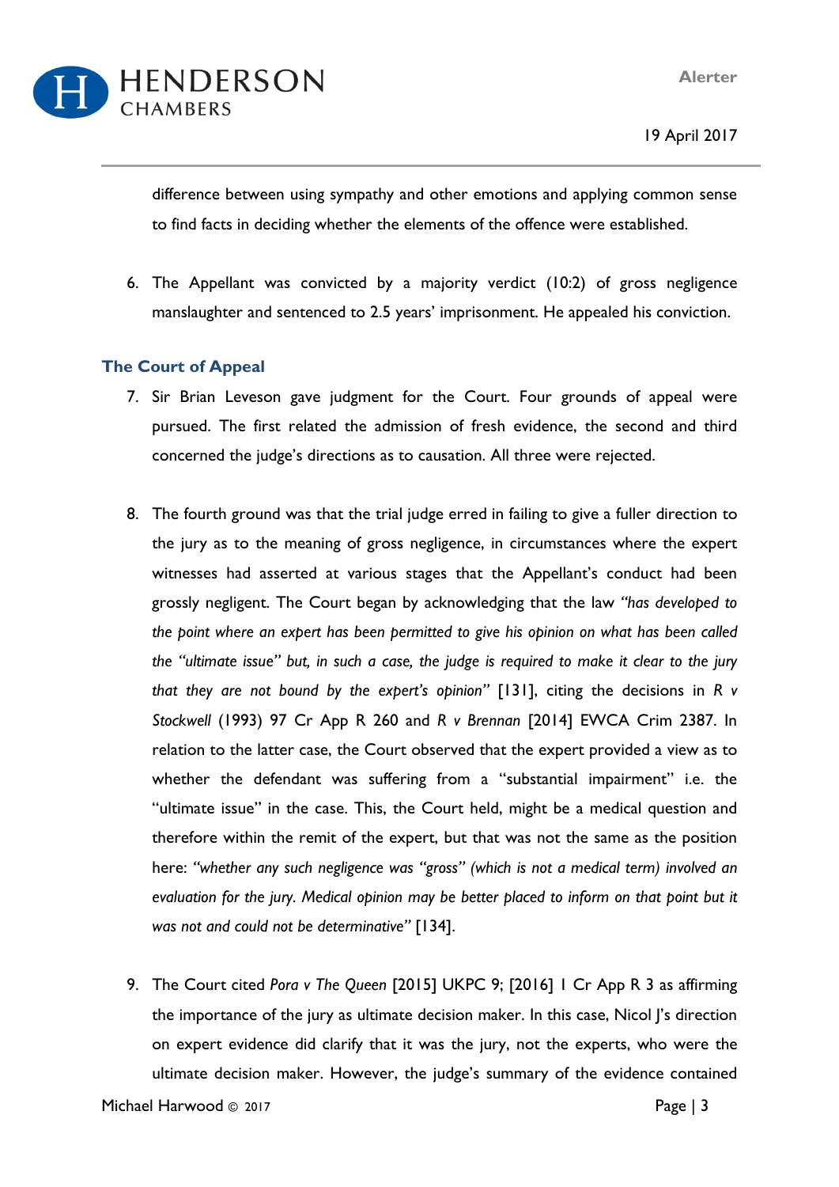difference between using sympathy and other emotions and applying common sense to find facts in deciding whether the elements of the offence were established.

6. The Appellant was convicted by a majority verdict (10:2) of gross negligence manslaughter and sentenced to 2.5 years' imprisonment. He appealed his conviction.

## The Court of Appeal

7. Sir Brian Leveson gave judgment for the Court. Four grounds of appeal were pursued. The first related the admission of fresh evidence, the second and third concerned the judge's directions as to causation. All three were rejected.

8. The fourth ground was that the trial judge erred in failing to give a fuller direction to the jury as to the meaning of gross negligence, in circumstances where the expert witnesses had asserted at various stages that the Appellant's conduct had been grossly negligent. The Court began by acknowledging that the law *"has developed to the point where an expert has been permitted to give his opinion on what has been called the "ultimate issue" but, in such a case, the judge is required to make it clear to the jury that they are not bound by the expert's opinion"* [131], citing the decisions in *R v Stockwell* (1993) 97 Cr App R 260 and *R v Brennan* [2014] EWCA Crim 2387. In relation to the latter case, the Court observed that the expert provided a view as to whether the defendant was suffering from a "substantial impairment" i.e. the "ultimate issue" in the case. This, the Court held, might be a medical question and therefore within the remit of the expert, but that was not the same as the position here: *"whether any such negligence was "gross" (which is not a medical term) involved an evaluation for the jury. Medical opinion may be better placed to inform on that point but it was not and could not be determinative"* [134].

9. The Court cited *Pora v The Queen* [2015] UKPC 9; [2016] 1 Cr App R 3 as affirming the importance of the jury as ultimate decision maker. In this case, Nicol J's direction on expert evidence did clarify that it was the jury, not the experts, who were the ultimate decision maker. However, the judge's summary of the evidence contained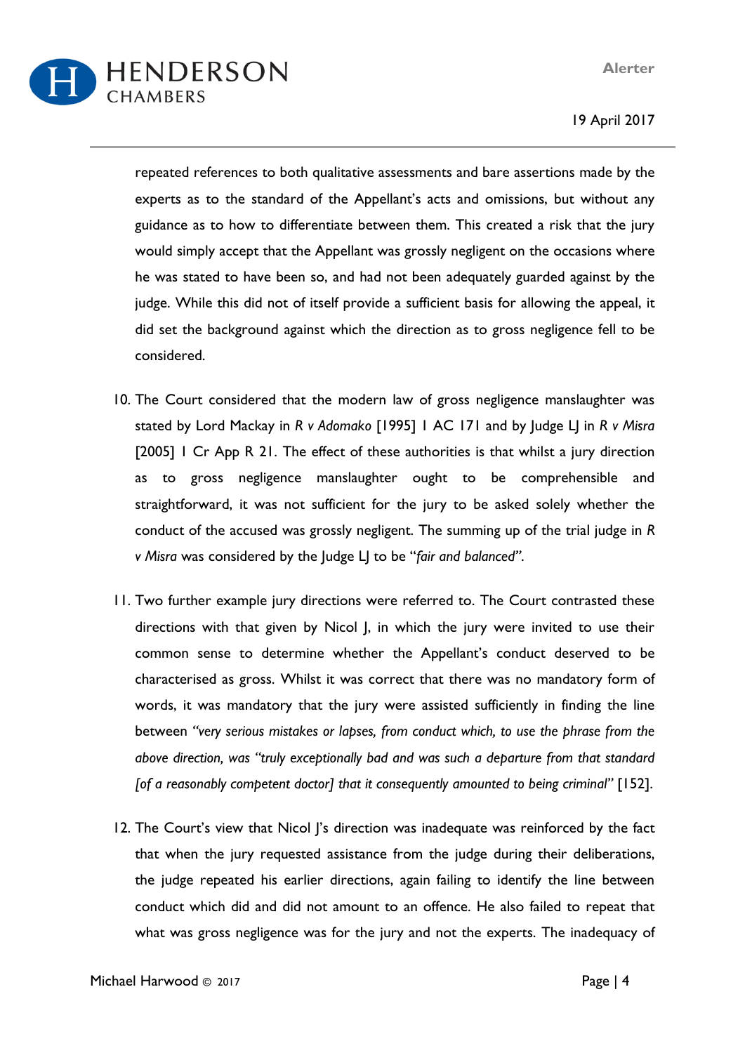repeated references to both qualitative assessments and bare assertions made by the experts as to the standard of the Appellant's acts and omissions, but without any guidance as to how to differentiate between them. This created a risk that the jury would simply accept that the Appellant was grossly negligent on the occasions where he was stated to have been so, and had not been adequately guarded against by the judge. While this did not of itself provide a sufficient basis for allowing the appeal, it did set the background against which the direction as to gross negligence fell to be considered.

10. The Court considered that the modern law of gross negligence manslaughter was stated by Lord Mackay in *R v Adomako* [1995] 1 AC 171 and by Judge LJ in *R v Misra* [2005] 1 Cr App R 21. The effect of these authorities is that whilst a jury direction as to gross negligence manslaughter ought to be comprehensible and straightforward, it was not sufficient for the jury to be asked solely whether the conduct of the accused was grossly negligent. The summing up of the trial judge in *R v Misra* was considered by the Judge LJ to be "*fair and balanced*".

11. Two further example jury directions were referred to. The Court contrasted these directions with that given by Nicol J, in which the jury were invited to use their common sense to determine whether the Appellant's conduct deserved to be characterised as gross. Whilst it was correct that there was no mandatory form of words, it was mandatory that the jury were assisted sufficiently in finding the line between *"very serious mistakes or lapses, from conduct which, to use the phrase from the above direction, was "truly exceptionally bad and was such a departure from that standard [of a reasonably competent doctor] that it consequently amounted to being criminal"* [152].

12. The Court's view that Nicol J's direction was inadequate was reinforced by the fact that when the jury requested assistance from the judge during their deliberations, the judge repeated his earlier directions, again failing to identify the line between conduct which did and did not amount to an offence. He also failed to repeat that what was gross negligence was for the jury and not the experts. The inadequacy of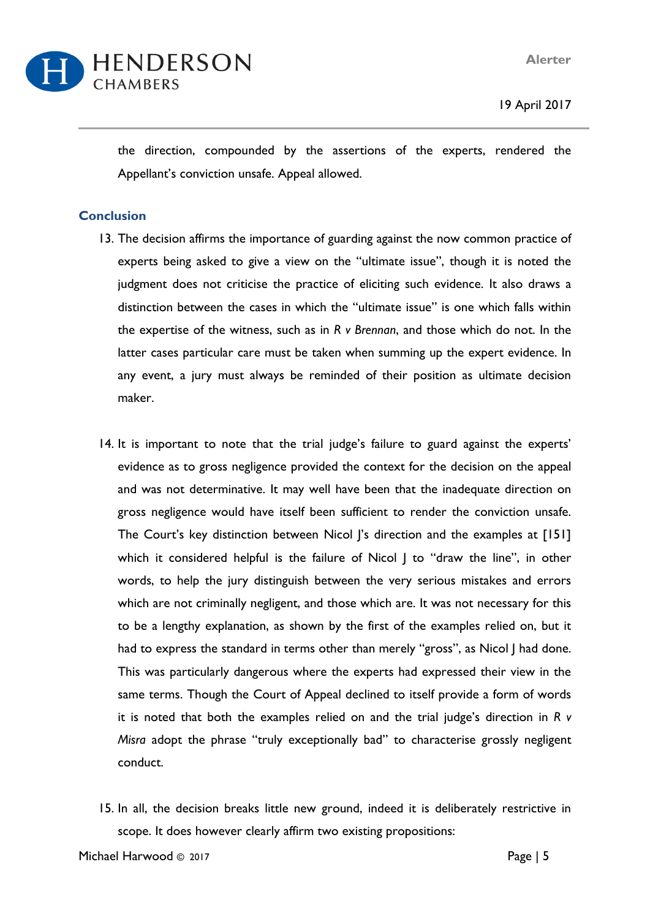the direction, compounded by the assertions of the experts, rendered the Appellant's conviction unsafe. Appeal allowed.

## Conclusion

13. The decision affirms the importance of guarding against the now common practice of experts being asked to give a view on the "ultimate issue", though it is noted the judgment does not criticise the practice of eliciting such evidence. It also draws a distinction between the cases in which the "ultimate issue" is one which falls within the expertise of the witness, such as in *R v Brennan*, and those which do not. In the latter cases particular care must be taken when summing up the expert evidence. In any event, a jury must always be reminded of their position as ultimate decision maker.

14. It is important to note that the trial judge's failure to guard against the experts' evidence as to gross negligence provided the context for the decision on the appeal and was not determinative. It may well have been that the inadequate direction on gross negligence would have itself been sufficient to render the conviction unsafe. The Court's key distinction between Nicol J's direction and the examples at [151] which it considered helpful is the failure of Nicol J to "draw the line", in other words, to help the jury distinguish between the very serious mistakes and errors which are not criminally negligent, and those which are. It was not necessary for this to be a lengthy explanation, as shown by the first of the examples relied on, but it had to express the standard in terms other than merely "gross", as Nicol J had done. This was particularly dangerous where the experts had expressed their view in the same terms. Though the Court of Appeal declined to itself provide a form of words it is noted that both the examples relied on and the trial judge's direction in *R v Misra* adopt the phrase "truly exceptionally bad" to characterise grossly negligent conduct.

15. In all, the decision breaks little new ground, indeed it is deliberately restrictive in scope. It does however clearly affirm two existing propositions: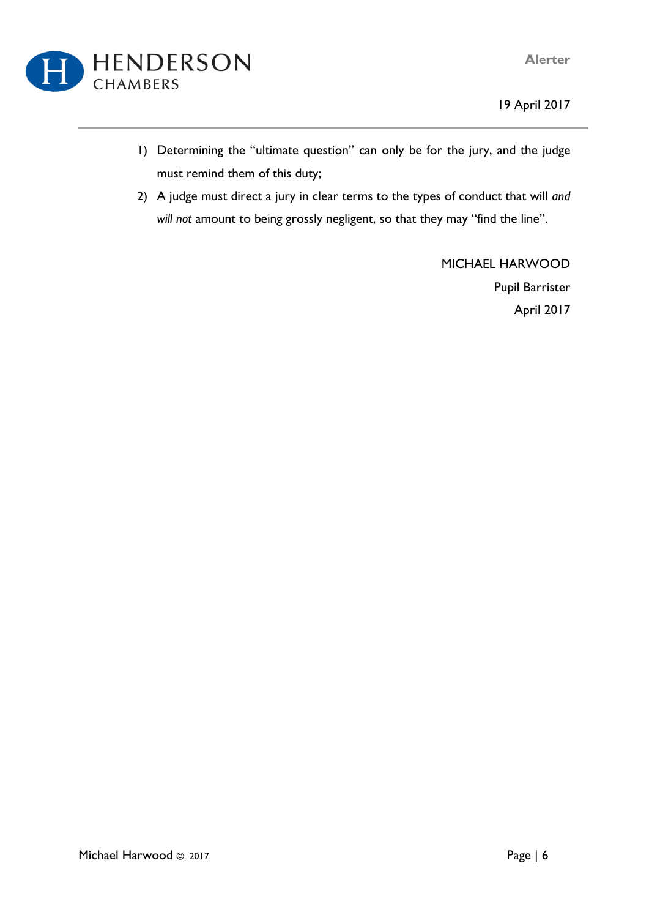1) Determining the "ultimate question" can only be for the jury, and the judge must remind them of this duty;
2) A judge must direct a jury in clear terms to the types of conduct that will *and will not* amount to being grossly negligent, so that they may "find the line".

MICHAEL HARWOOD

Pupil Barrister

April 2017